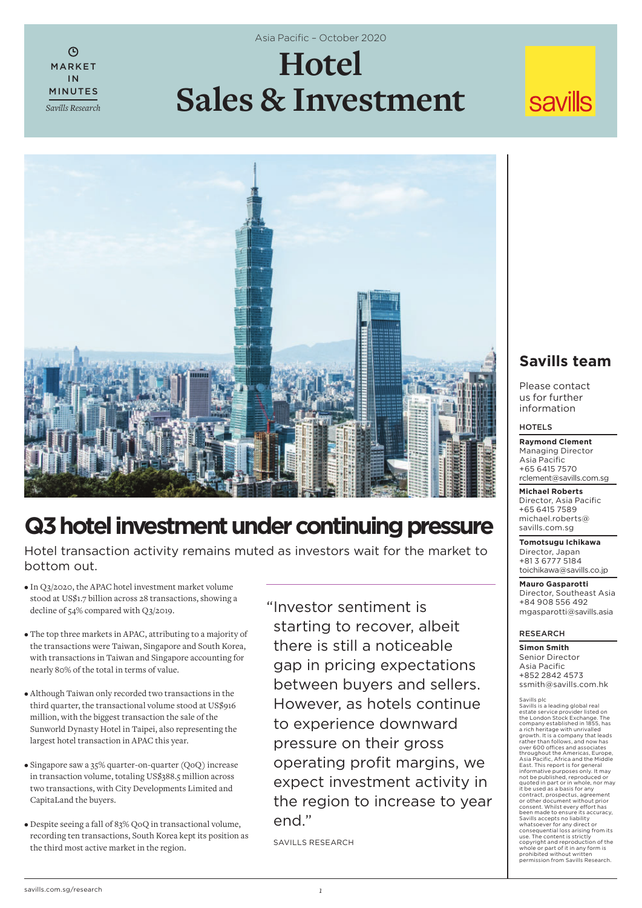MARKET IN MINUTES

*Savills Research*

Asia Pacific – October 2020

# Hotel Sales & Investment

savills

## Q3 hotel investment under continuing pressure

Hotel transaction activity remains muted as investors wait for the market to bottom out.

- In Q3/2020, the APAC hotel investment market volume stood at US$1.7 billion across 28 transactions, showing a decline of 54% compared with Q3/2019.
- The top three markets in APAC, attributing to a majority of the transactions were Taiwan, Singapore and South Korea, with transactions in Taiwan and Singapore accounting for nearly 80% of the total in terms of value.
- Although Taiwan only recorded two transactions in the third quarter, the transactional volume stood at US$916 million, with the biggest transaction the sale of the Sunworld Dynasty Hotel in Taipei, also representing the largest hotel transaction in APAC this year.
- Singapore saw a 35% quarter-on-quarter (QoQ) increase in transaction volume, totaling US$388.5 million across two transactions, with City Developments Limited and CapitaLand the buyers.
- Despite seeing a fall of 83% QoQ in transactional volume, recording ten transactions, South Korea kept its position as the third most active market in the region.

"Investor sentiment is starting to recover, albeit there is still a noticeable gap in pricing expectations between buyers and sellers. However, as hotels continue to experience downward pressure on their gross operating profit margins, we expect investment activity in the region to increase to year end."

SAVILLS RESEARCH

## Savills team

Please contact us for further information

**HOTELS**

**Raymond Clement**
Managing Director
Asia Pacific
+65 6415 7570
rclement@savills.com.sg

**Michael Roberts**
Director, Asia Pacific
+65 6415 7589
michael.roberts@savills.com.sg

**Tomotsugu Ichikawa**
Director, Japan
+81 3 6777 5184
toichikawa@savills.co.jp

**Mauro Gasparotti**
Director, Southeast Asia
+84 908 556 492
mgasparotti@savills.asia

**RESEARCH**

**Simon Smith**
Senior Director
Asia Pacific
+852 2842 4573
ssmith@savills.com.hk

Savills plc
Savills is a leading global real estate service provider listed on the London Stock Exchange. The company established in 1855, has a rich heritage with unrivalled growth. It is a company that leads rather than follows, and now has over 600 offices and associates throughout the Americas, Europe, Asia Pacific, Africa and the Middle East. This report is for general informative purposes only. It may not be published, reproduced or quoted in part or in whole, nor may it be used as a basis for any contract, prospectus, agreement or other document without prior consent. Whilst every effort has been made to ensure its accuracy, Savills accepts no liability whatsoever for any direct or consequential loss arising from its use. The content is strictly copyright and reproduction of the whole or part of it in any form is prohibited without written permission from Savills Research.

savills.com.sg/research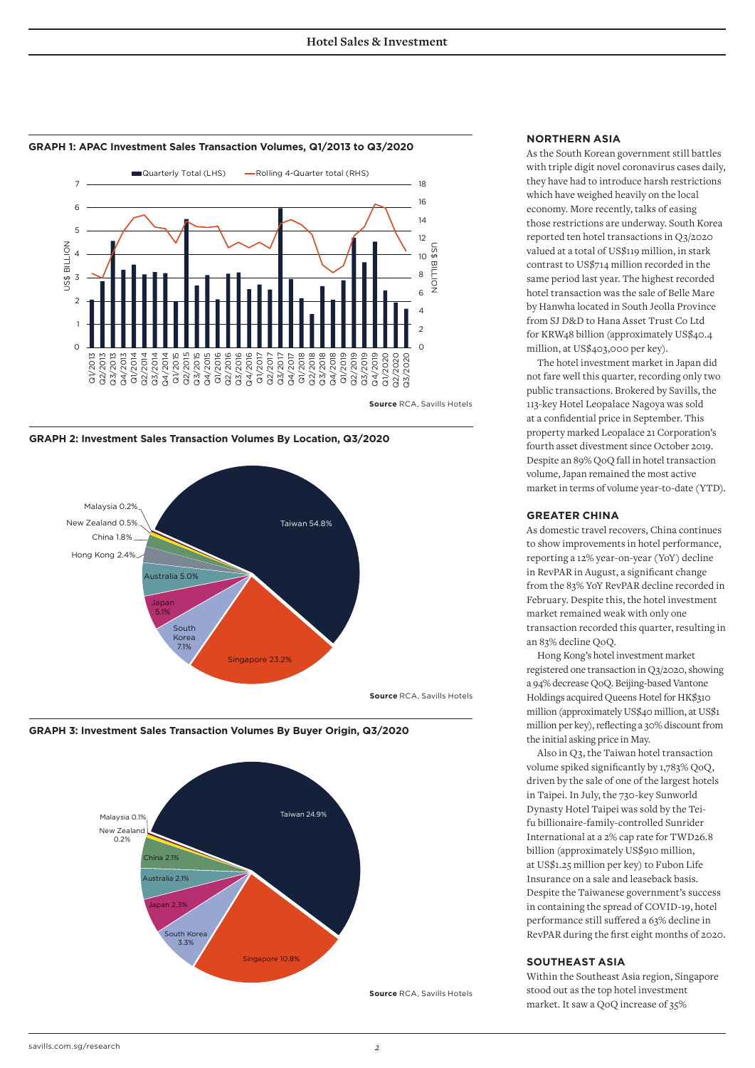**GRAPH 1: APAC Investment Sales Transaction Volumes, Q1/2013 to Q3/2020**

Source RCA, Savills Hotels

**GRAPH 2: Investment Sales Transaction Volumes By Location, Q3/2020**

| Location | Share |
|---|---|
| Taiwan | 54.8% |
| Singapore | 23.2% |
| South Korea | 7.1% |
| Japan | 5.1% |
| Australia | 5.0% |
| Hong Kong | 2.4% |
| China | 1.8% |
| New Zealand | 0.5% |
| Malaysia | 0.2% |

Source RCA, Savills Hotels

**GRAPH 3: Investment Sales Transaction Volumes By Buyer Origin, Q3/2020**

| Buyer Origin | Share |
|---|---|
| Taiwan | 24.9% |
| Singapore | 10.8% |
| South Korea | 3.3% |
| Japan | 2.3% |
| Australia | 2.1% |
| China | 2.1% |
| New Zealand | 0.2% |
| Malaysia | 0.1% |

Source RCA, Savills Hotels

## NORTHERN ASIA

As the South Korean government still battles with triple digit novel coronavirus cases daily, they have had to introduce harsh restrictions which have weighed heavily on the local economy. More recently, talks of easing those restrictions are underway. South Korea reported ten hotel transactions in Q3/2020 valued at a total of US$119 million, in stark contrast to US$714 million recorded in the same period last year. The highest recorded hotel transaction was the sale of Belle Mare by Hanwha located in South Jeolla Province from SJ D&D to Hana Asset Trust Co Ltd for KRW48 billion (approximately US$40.4 million, at US$403,000 per key).

The hotel investment market in Japan did not fare well this quarter, recording only two public transactions. Brokered by Savills, the 113-key Hotel Leopalace Nagoya was sold at a confidential price in September. This property marked Leopalace 21 Corporation's fourth asset divestment since October 2019. Despite an 89% QoQ fall in hotel transaction volume, Japan remained the most active market in terms of volume year-to-date (YTD).

## GREATER CHINA

As domestic travel recovers, China continues to show improvements in hotel performance, reporting a 12% year-on-year (YoY) decline in RevPAR in August, a significant change from the 83% YoY RevPAR decline recorded in February. Despite this, the hotel investment market remained weak with only one transaction recorded this quarter, resulting in an 83% decline QoQ.

Hong Kong's hotel investment market registered one transaction in Q3/2020, showing a 94% decrease QoQ. Beijing-based Vantone Holdings acquired Queens Hotel for HK$310 million (approximately US$40 million, at US$1 million per key), reflecting a 30% discount from the initial asking price in May.

Also in Q3, the Taiwan hotel transaction volume spiked significantly by 1,783% QoQ, driven by the sale of one of the largest hotels in Taipei. In July, the 730-key Sunworld Dynasty Hotel Taipei was sold by the Tei-fu billionaire-family-controlled Sunrider International at a 2% cap rate for TWD26.8 billion (approximately US$910 million, at US$1.25 million per key) to Fubon Life Insurance on a sale and leaseback basis. Despite the Taiwanese government's success in containing the spread of COVID-19, hotel performance still suffered a 63% decline in RevPAR during the first eight months of 2020.

## SOUTHEAST ASIA

Within the Southeast Asia region, Singapore stood out as the top hotel investment market. It saw a QoQ increase of 35%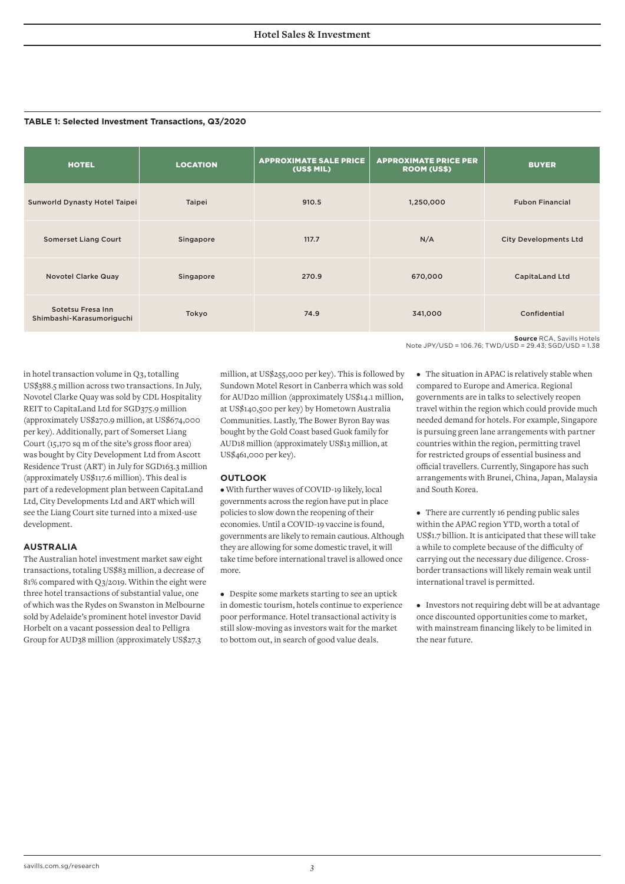**TABLE 1: Selected Investment Transactions, Q3/2020**

| HOTEL | LOCATION | APPROXIMATE SALE PRICE (US$ MIL) | APPROXIMATE PRICE PER ROOM (US$) | BUYER |
|---|---|---|---|---|
| Sunworld Dynasty Hotel Taipei | Taipei | 910.5 | 1,250,000 | Fubon Financial |
| Somerset Liang Court | Singapore | 117.7 | N/A | City Developments Ltd |
| Novotel Clarke Quay | Singapore | 270.9 | 670,000 | CapitaLand Ltd |
| Sotetsu Fresa Inn Shimbashi-Karasumoriguchi | Tokyo | 74.9 | 341,000 | Confidential |

**Source** RCA, Savills Hotels
Note JPY/USD = 106.76; TWD/USD = 29.43; SGD/USD = 1.38

in hotel transaction volume in Q3, totalling US$388.5 million across two transactions. In July, Novotel Clarke Quay was sold by CDL Hospitality REIT to CapitaLand Ltd for SGD375.9 million (approximately US$270.9 million, at US$674,000 per key). Additionally, part of Somerset Liang Court (15,170 sq m of the site's gross floor area) was bought by City Development Ltd from Ascott Residence Trust (ART) in July for SGD163.3 million (approximately US$117.6 million). This deal is part of a redevelopment plan between CapitaLand Ltd, City Developments Ltd and ART which will see the Liang Court site turned into a mixed-use development.

## AUSTRALIA

The Australian hotel investment market saw eight transactions, totaling US$83 million, a decrease of 81% compared with Q3/2019. Within the eight were three hotel transactions of substantial value, one of which was the Rydes on Swanston in Melbourne sold by Adelaide's prominent hotel investor David Horbelt on a vacant possession deal to Pelligra Group for AUD38 million (approximately US$27.3 million, at US$255,000 per key). This is followed by Sundown Motel Resort in Canberra which was sold for AUD20 million (approximately US$14.1 million, at US$140,500 per key) by Hometown Australia Communities. Lastly, The Bower Byron Bay was bought by the Gold Coast based Guok family for AUD18 million (approximately US$13 million, at US$461,000 per key).

## OUTLOOK

- With further waves of COVID-19 likely, local governments across the region have put in place policies to slow down the reopening of their economies. Until a COVID-19 vaccine is found, governments are likely to remain cautious. Although they are allowing for some domestic travel, it will take time before international travel is allowed once more.

- Despite some markets starting to see an uptick in domestic tourism, hotels continue to experience poor performance. Hotel transactional activity is still slow-moving as investors wait for the market to bottom out, in search of good value deals.

- The situation in APAC is relatively stable when compared to Europe and America. Regional governments are in talks to selectively reopen travel within the region which could provide much needed demand for hotels. For example, Singapore is pursuing green lane arrangements with partner countries within the region, permitting travel for restricted groups of essential business and official travellers. Currently, Singapore has such arrangements with Brunei, China, Japan, Malaysia and South Korea.

- There are currently 16 pending public sales within the APAC region YTD, worth a total of US$1.7 billion. It is anticipated that these will take a while to complete because of the difficulty of carrying out the necessary due diligence. Cross-border transactions will likely remain weak until international travel is permitted.

- Investors not requiring debt will be at advantage once discounted opportunities come to market, with mainstream financing likely to be limited in the near future.